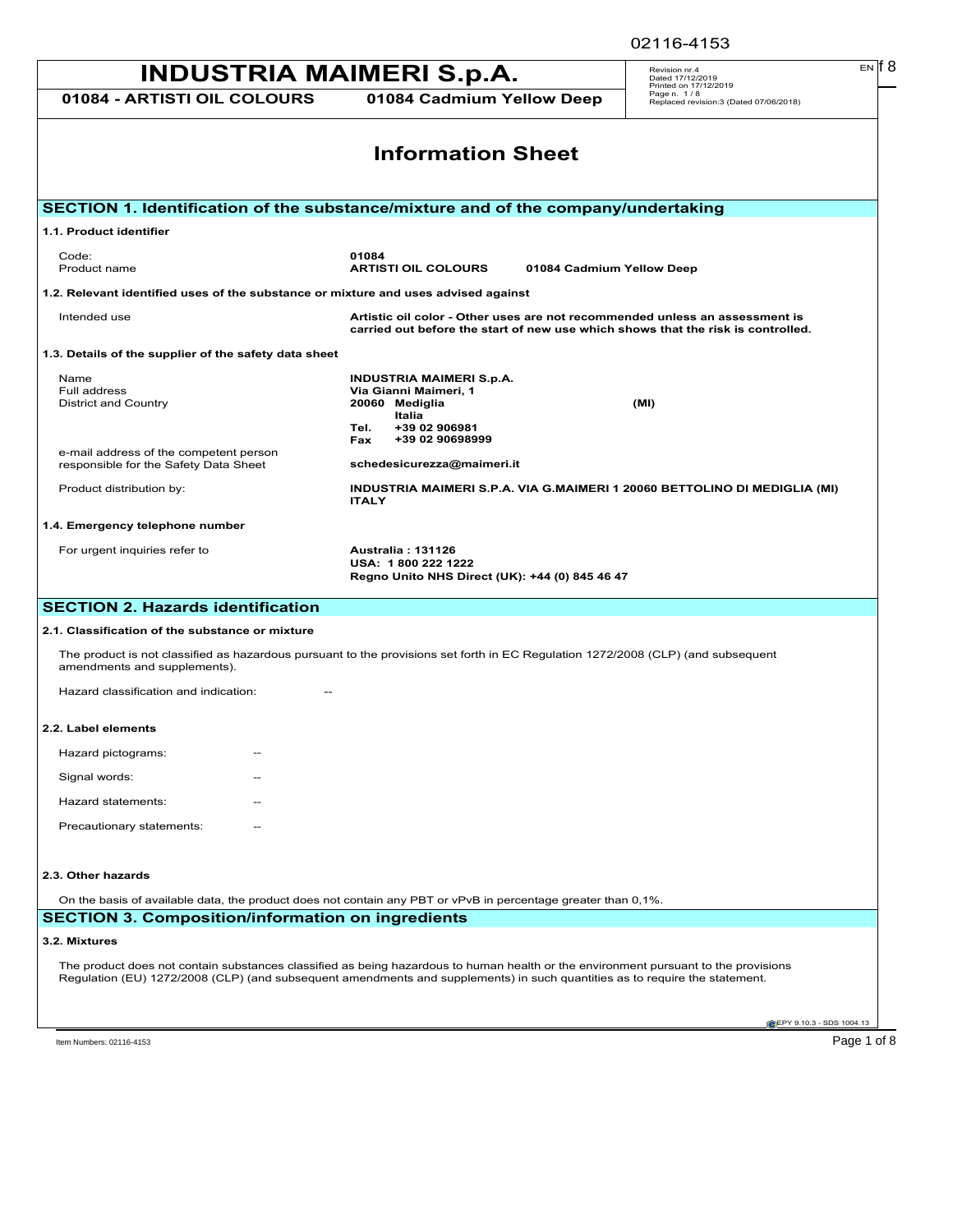# INDUSTRIA MAIMERI S.p.A.

**01084 - ARTISTI OIL COLOURS** | **01084 Cadmium Yellow Deep**

Revision nr.4
Dated 17/12/2019
Printed on 17/12/2019
Page n. 1 / 8
Replaced revision:3 (Dated 07/06/2018)

## Information Sheet

## SECTION 1. Identification of the substance/mixture and of the company/undertaking

### 1.1. Product identifier

| | |
|---|---|
| Code: | **01084** |
| Product name | **ARTISTI OIL COLOURS 01084 Cadmium Yellow Deep** |

### 1.2. Relevant identified uses of the substance or mixture and uses advised against

| | |
|---|---|
| Intended use | **Artistic oil color - Other uses are not recommended unless an assessment is carried out before the start of new use which shows that the risk is controlled.** |

### 1.3. Details of the supplier of the safety data sheet

| | |
|---|---|
| Name | **INDUSTRIA MAIMERI S.p.A.** |
| Full address | **Via Gianni Maimeri, 1** |
| District and Country | **20060 Mediglia (MI)** **Italia** |
| | **Tel. +39 02 906981** |
| | **Fax +39 02 90698999** |
| e-mail address of the competent person responsible for the Safety Data Sheet | **schedesicurezza@maimeri.it** |
| Product distribution by: | **INDUSTRIA MAIMERI S.P.A. VIA G.MAIMERI 1 20060 BETTOLINO DI MEDIGLIA (MI) ITALY** |

### 1.4. Emergency telephone number

| | |
|---|---|
| For urgent inquiries refer to | **Australia : 131126**<br>**USA: 1 800 222 1222**<br>**Regno Unito NHS Direct (UK): +44 (0) 845 46 47** |

## SECTION 2. Hazards identification

### 2.1. Classification of the substance or mixture

The product is not classified as hazardous pursuant to the provisions set forth in EC Regulation 1272/2008 (CLP) (and subsequent amendments and supplements).

Hazard classification and indication: --

### 2.2. Label elements

Hazard pictograms: --

Signal words: --

Hazard statements: --

Precautionary statements: --

### 2.3. Other hazards

On the basis of available data, the product does not contain any PBT or vPvB in percentage greater than 0,1%.

## SECTION 3. Composition/information on ingredients

### 3.2. Mixtures

The product does not contain substances classified as being hazardous to human health or the environment pursuant to the provisions Regulation (EU) 1272/2008 (CLP) (and subsequent amendments and supplements) in such quantities as to require the statement.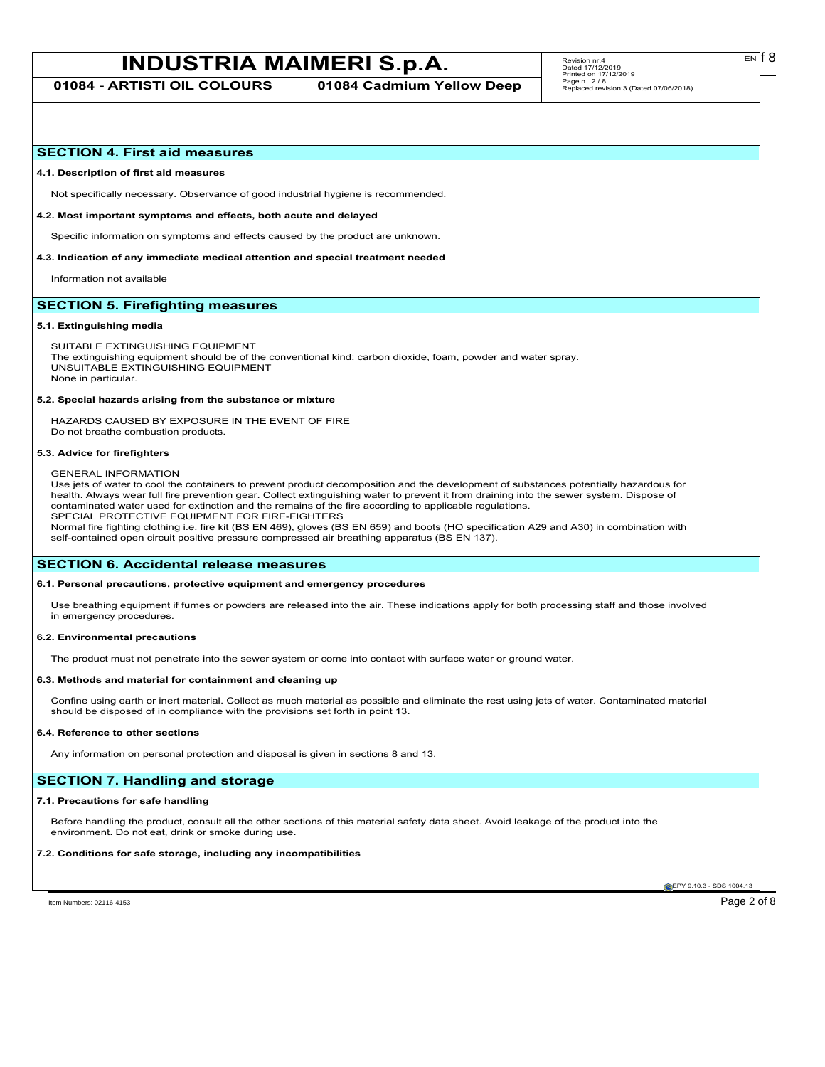## SECTION 4. First aid measures

### 4.1. Description of first aid measures

Not specifically necessary. Observance of good industrial hygiene is recommended.

### 4.2. Most important symptoms and effects, both acute and delayed

Specific information on symptoms and effects caused by the product are unknown.

### 4.3. Indication of any immediate medical attention and special treatment needed

Information not available

## SECTION 5. Firefighting measures

### 5.1. Extinguishing media

SUITABLE EXTINGUISHING EQUIPMENT
The extinguishing equipment should be of the conventional kind: carbon dioxide, foam, powder and water spray.
UNSUITABLE EXTINGUISHING EQUIPMENT
None in particular.

### 5.2. Special hazards arising from the substance or mixture

HAZARDS CAUSED BY EXPOSURE IN THE EVENT OF FIRE
Do not breathe combustion products.

### 5.3. Advice for firefighters

GENERAL INFORMATION
Use jets of water to cool the containers to prevent product decomposition and the development of substances potentially hazardous for health. Always wear full fire prevention gear. Collect extinguishing water to prevent it from draining into the sewer system. Dispose of contaminated water used for extinction and the remains of the fire according to applicable regulations.
SPECIAL PROTECTIVE EQUIPMENT FOR FIRE-FIGHTERS
Normal fire fighting clothing i.e. fire kit (BS EN 469), gloves (BS EN 659) and boots (HO specification A29 and A30) in combination with self-contained open circuit positive pressure compressed air breathing apparatus (BS EN 137).

## SECTION 6. Accidental release measures

### 6.1. Personal precautions, protective equipment and emergency procedures

Use breathing equipment if fumes or powders are released into the air. These indications apply for both processing staff and those involved in emergency procedures.

### 6.2. Environmental precautions

The product must not penetrate into the sewer system or come into contact with surface water or ground water.

### 6.3. Methods and material for containment and cleaning up

Confine using earth or inert material. Collect as much material as possible and eliminate the rest using jets of water. Contaminated material should be disposed of in compliance with the provisions set forth in point 13.

### 6.4. Reference to other sections

Any information on personal protection and disposal is given in sections 8 and 13.

## SECTION 7. Handling and storage

### 7.1. Precautions for safe handling

Before handling the product, consult all the other sections of this material safety data sheet. Avoid leakage of the product into the environment. Do not eat, drink or smoke during use.

### 7.2. Conditions for safe storage, including any incompatibilities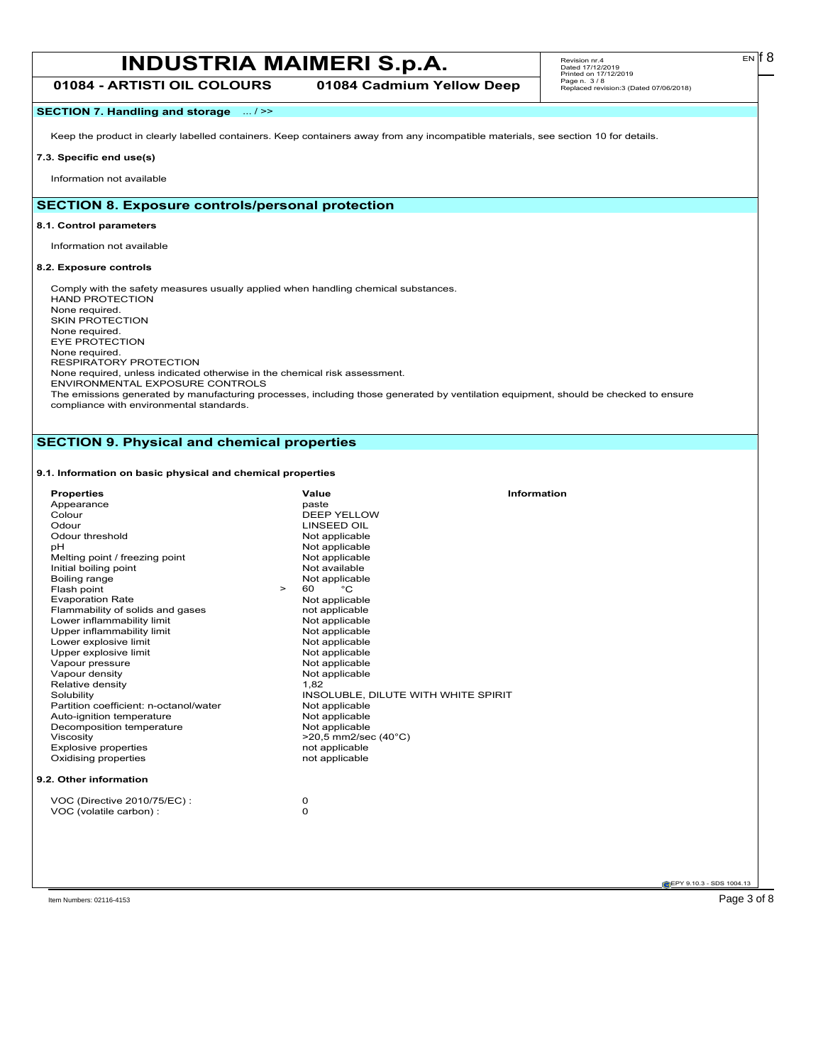## SECTION 7. Handling and storage ... / >>

Keep the product in clearly labelled containers. Keep containers away from any incompatible materials, see section 10 for details.

### 7.3. Specific end use(s)

Information not available

## SECTION 8. Exposure controls/personal protection

### 8.1. Control parameters

Information not available

### 8.2. Exposure controls

Comply with the safety measures usually applied when handling chemical substances.
HAND PROTECTION
None required.
SKIN PROTECTION
None required.
EYE PROTECTION
None required.
RESPIRATORY PROTECTION
None required, unless indicated otherwise in the chemical risk assessment.
ENVIRONMENTAL EXPOSURE CONTROLS
The emissions generated by manufacturing processes, including those generated by ventilation equipment, should be checked to ensure compliance with environmental standards.

## SECTION 9. Physical and chemical properties

### 9.1. Information on basic physical and chemical properties

| Properties | Value | Information |
|---|---|---|
| Appearance | paste | |
| Colour | DEEP YELLOW | |
| Odour | LINSEED OIL | |
| Odour threshold | Not applicable | |
| pH | Not applicable | |
| Melting point / freezing point | Not applicable | |
| Initial boiling point | Not available | |
| Boiling range | Not applicable | |
| Flash point | > 60 °C | |
| Evaporation Rate | Not applicable | |
| Flammability of solids and gases | not applicable | |
| Lower inflammability limit | Not applicable | |
| Upper inflammability limit | Not applicable | |
| Lower explosive limit | Not applicable | |
| Upper explosive limit | Not applicable | |
| Vapour pressure | Not applicable | |
| Vapour density | Not applicable | |
| Relative density | 1,82 | |
| Solubility | INSOLUBLE, DILUTE WITH WHITE SPIRIT | |
| Partition coefficient: n-octanol/water | Not applicable | |
| Auto-ignition temperature | Not applicable | |
| Decomposition temperature | Not applicable | |
| Viscosity | >20,5 mm2/sec (40°C) | |
| Explosive properties | not applicable | |
| Oxidising properties | not applicable | |

### 9.2. Other information

| | |
|---|---|
| VOC (Directive 2010/75/EC) : | 0 |
| VOC (volatile carbon) : | 0 |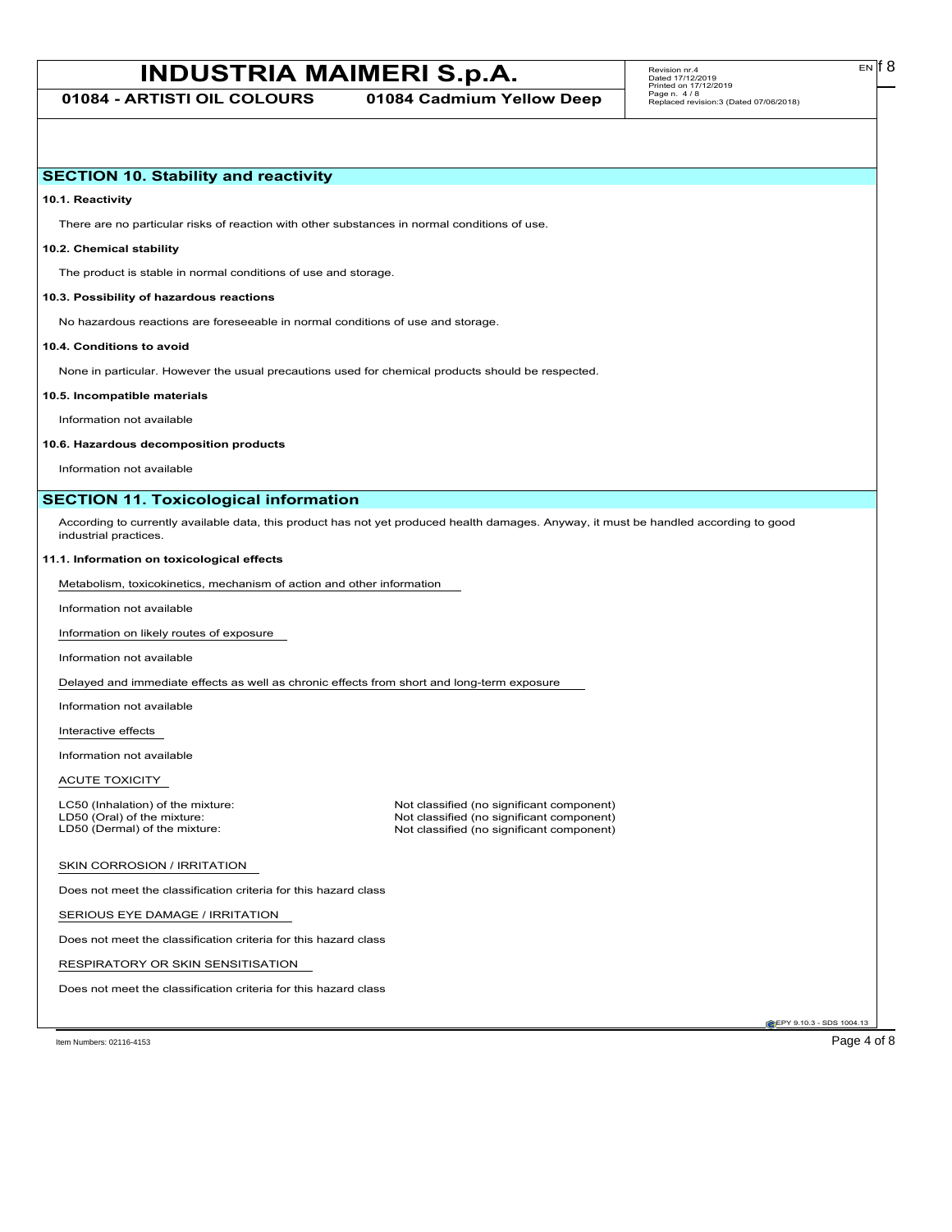## SECTION 10. Stability and reactivity

**10.1. Reactivity**

There are no particular risks of reaction with other substances in normal conditions of use.

**10.2. Chemical stability**

The product is stable in normal conditions of use and storage.

**10.3. Possibility of hazardous reactions**

No hazardous reactions are foreseeable in normal conditions of use and storage.

**10.4. Conditions to avoid**

None in particular. However the usual precautions used for chemical products should be respected.

**10.5. Incompatible materials**

Information not available

**10.6. Hazardous decomposition products**

Information not available

## SECTION 11. Toxicological information

According to currently available data, this product has not yet produced health damages. Anyway, it must be handled according to good industrial practices.

**11.1. Information on toxicological effects**

Metabolism, toxicokinetics, mechanism of action and other information

Information not available

Information on likely routes of exposure

Information not available

Delayed and immediate effects as well as chronic effects from short and long-term exposure

Information not available

Interactive effects

Information not available

ACUTE TOXICITY

| | |
|---|---|
| LC50 (Inhalation) of the mixture: | Not classified (no significant component) |
| LD50 (Oral) of the mixture: | Not classified (no significant component) |
| LD50 (Dermal) of the mixture: | Not classified (no significant component) |

SKIN CORROSION / IRRITATION

Does not meet the classification criteria for this hazard class

SERIOUS EYE DAMAGE / IRRITATION

Does not meet the classification criteria for this hazard class

RESPIRATORY OR SKIN SENSITISATION

Does not meet the classification criteria for this hazard class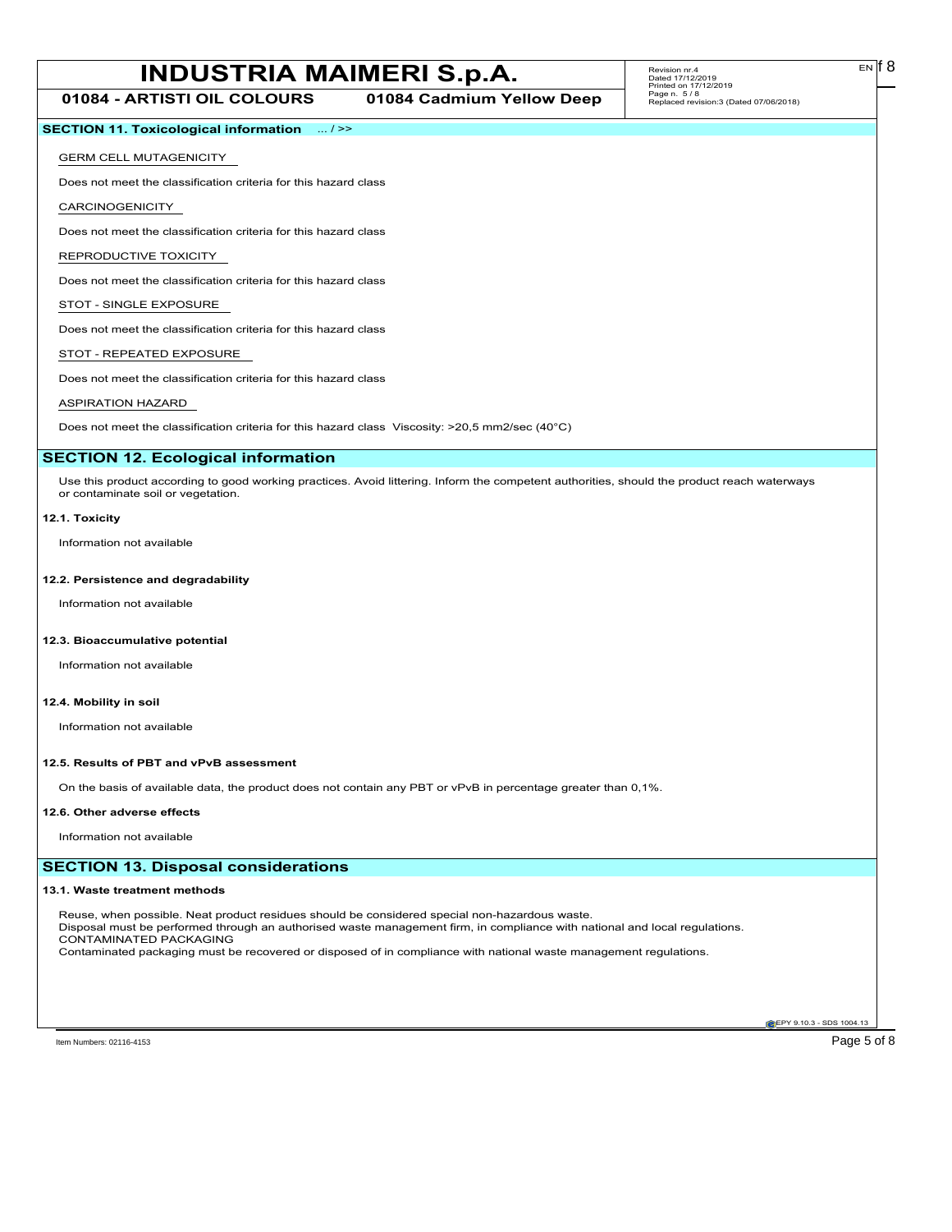## SECTION 11. Toxicological information ... / >>

GERM CELL MUTAGENICITY

Does not meet the classification criteria for this hazard class

CARCINOGENICITY

Does not meet the classification criteria for this hazard class

REPRODUCTIVE TOXICITY

Does not meet the classification criteria for this hazard class

STOT - SINGLE EXPOSURE

Does not meet the classification criteria for this hazard class

STOT - REPEATED EXPOSURE

Does not meet the classification criteria for this hazard class

ASPIRATION HAZARD

Does not meet the classification criteria for this hazard class Viscosity: >20,5 mm2/sec (40°C)

## SECTION 12. Ecological information

Use this product according to good working practices. Avoid littering. Inform the competent authorities, should the product reach waterways or contaminate soil or vegetation.

**12.1. Toxicity**

Information not available

**12.2. Persistence and degradability**

Information not available

**12.3. Bioaccumulative potential**

Information not available

**12.4. Mobility in soil**

Information not available

**12.5. Results of PBT and vPvB assessment**

On the basis of available data, the product does not contain any PBT or vPvB in percentage greater than 0,1%.

**12.6. Other adverse effects**

Information not available

## SECTION 13. Disposal considerations

**13.1. Waste treatment methods**

Reuse, when possible. Neat product residues should be considered special non-hazardous waste.
Disposal must be performed through an authorised waste management firm, in compliance with national and local regulations.
CONTAMINATED PACKAGING
Contaminated packaging must be recovered or disposed of in compliance with national waste management regulations.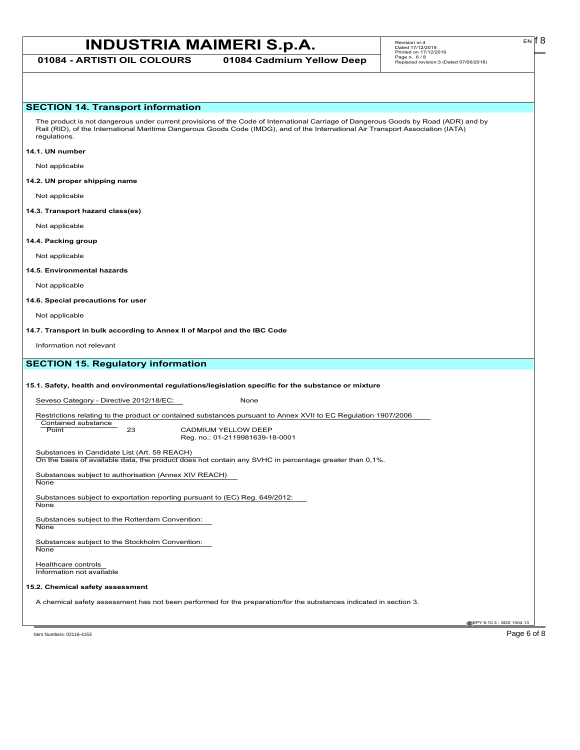## SECTION 14. Transport information

The product is not dangerous under current provisions of the Code of International Carriage of Dangerous Goods by Road (ADR) and by Rail (RID), of the International Maritime Dangerous Goods Code (IMDG), and of the International Air Transport Association (IATA) regulations.

**14.1. UN number**

Not applicable

**14.2. UN proper shipping name**

Not applicable

**14.3. Transport hazard class(es)**

Not applicable

**14.4. Packing group**

Not applicable

**14.5. Environmental hazards**

Not applicable

**14.6. Special precautions for user**

Not applicable

**14.7. Transport in bulk according to Annex II of Marpol and the IBC Code**

Information not relevant

## SECTION 15. Regulatory information

**15.1. Safety, health and environmental regulations/legislation specific for the substance or mixture**

Seveso Category - Directive 2012/18/EC: None

Restrictions relating to the product or contained substances pursuant to Annex XVII to EC Regulation 1907/2006

| Contained substance | | |
|---|---|---|
| Point | 23 | CADMIUM YELLOW DEEP<br>Reg. no.: 01-2119981639-18-0001 |

Substances in Candidate List (Art. 59 REACH)
On the basis of available data, the product does not contain any SVHC in percentage greater than 0,1%.

Substances subject to authorisation (Annex XIV REACH)
None

Substances subject to exportation reporting pursuant to (EC) Reg. 649/2012:
None

Substances subject to the Rotterdam Convention:
None

Substances subject to the Stockholm Convention:
None

Healthcare controls
Information not available

**15.2. Chemical safety assessment**

A chemical safety assessment has not been performed for the preparation/for the substances indicated in section 3.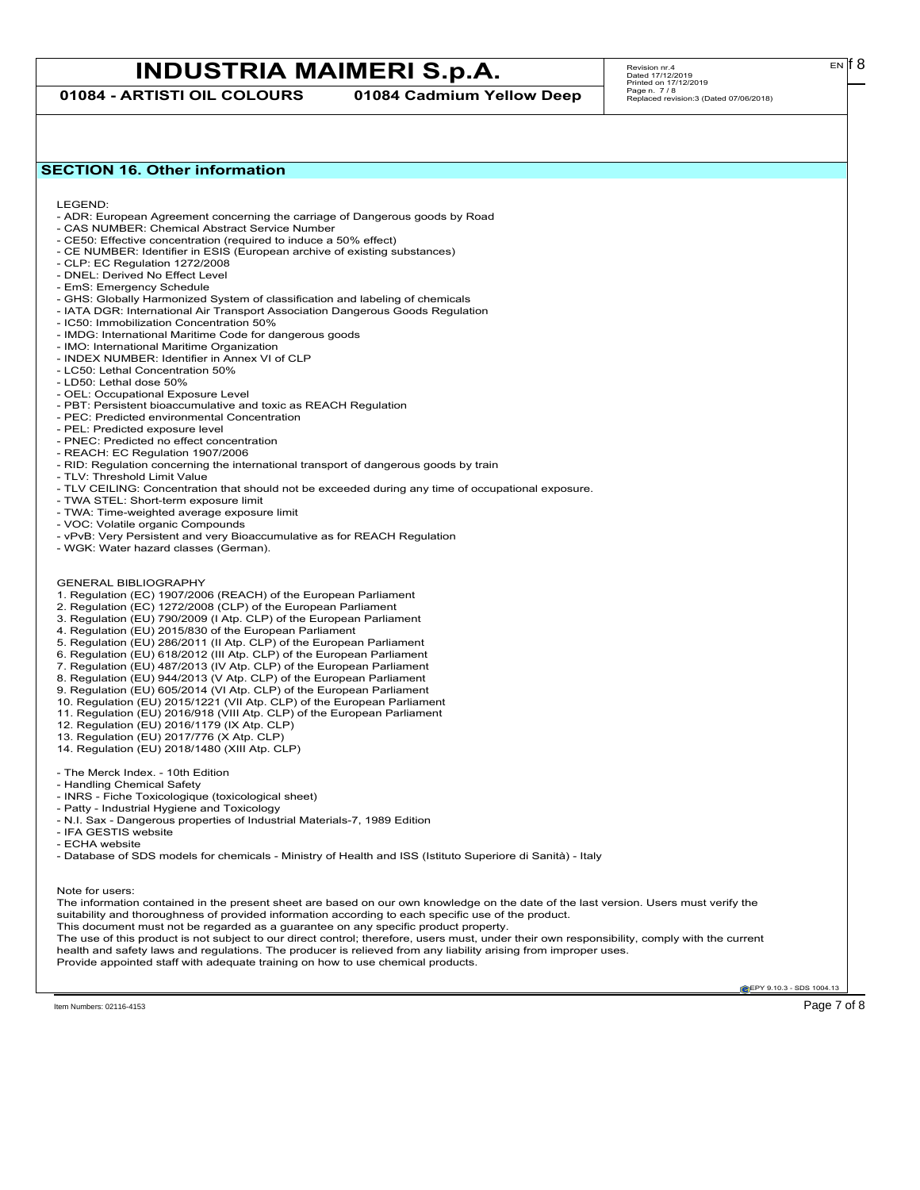## SECTION 16. Other information

LEGEND:

- ADR: European Agreement concerning the carriage of Dangerous goods by Road
- CAS NUMBER: Chemical Abstract Service Number
- CE50: Effective concentration (required to induce a 50% effect)
- CE NUMBER: Identifier in ESIS (European archive of existing substances)
- CLP: EC Regulation 1272/2008
- DNEL: Derived No Effect Level
- EmS: Emergency Schedule
- GHS: Globally Harmonized System of classification and labeling of chemicals
- IATA DGR: International Air Transport Association Dangerous Goods Regulation
- IC50: Immobilization Concentration 50%
- IMDG: International Maritime Code for dangerous goods
- IMO: International Maritime Organization
- INDEX NUMBER: Identifier in Annex VI of CLP
- LC50: Lethal Concentration 50%
- LD50: Lethal dose 50%
- OEL: Occupational Exposure Level
- PBT: Persistent bioaccumulative and toxic as REACH Regulation
- PEC: Predicted environmental Concentration
- PEL: Predicted exposure level
- PNEC: Predicted no effect concentration
- REACH: EC Regulation 1907/2006
- RID: Regulation concerning the international transport of dangerous goods by train
- TLV: Threshold Limit Value
- TLV CEILING: Concentration that should not be exceeded during any time of occupational exposure.
- TWA STEL: Short-term exposure limit
- TWA: Time-weighted average exposure limit
- VOC: Volatile organic Compounds
- vPvB: Very Persistent and very Bioaccumulative as for REACH Regulation
- WGK: Water hazard classes (German).

GENERAL BIBLIOGRAPHY

1. Regulation (EC) 1907/2006 (REACH) of the European Parliament
2. Regulation (EC) 1272/2008 (CLP) of the European Parliament
3. Regulation (EU) 790/2009 (I Atp. CLP) of the European Parliament
4. Regulation (EU) 2015/830 of the European Parliament
5. Regulation (EU) 286/2011 (II Atp. CLP) of the European Parliament
6. Regulation (EU) 618/2012 (III Atp. CLP) of the European Parliament
7. Regulation (EU) 487/2013 (IV Atp. CLP) of the European Parliament
8. Regulation (EU) 944/2013 (V Atp. CLP) of the European Parliament
9. Regulation (EU) 605/2014 (VI Atp. CLP) of the European Parliament
10. Regulation (EU) 2015/1221 (VII Atp. CLP) of the European Parliament
11. Regulation (EU) 2016/918 (VIII Atp. CLP) of the European Parliament
12. Regulation (EU) 2016/1179 (IX Atp. CLP)
13. Regulation (EU) 2017/776 (X Atp. CLP)
14. Regulation (EU) 2018/1480 (XIII Atp. CLP)

- The Merck Index. - 10th Edition
- Handling Chemical Safety
- INRS - Fiche Toxicologique (toxicological sheet)
- Patty - Industrial Hygiene and Toxicology
- N.I. Sax - Dangerous properties of Industrial Materials-7, 1989 Edition
- IFA GESTIS website
- ECHA website
- Database of SDS models for chemicals - Ministry of Health and ISS (Istituto Superiore di Sanità) - Italy

Note for users:

The information contained in the present sheet are based on our own knowledge on the date of the last version. Users must verify the suitability and thoroughness of provided information according to each specific use of the product.
This document must not be regarded as a guarantee on any specific product property.
The use of this product is not subject to our direct control; therefore, users must, under their own responsibility, comply with the current health and safety laws and regulations. The producer is relieved from any liability arising from improper uses.
Provide appointed staff with adequate training on how to use chemical products.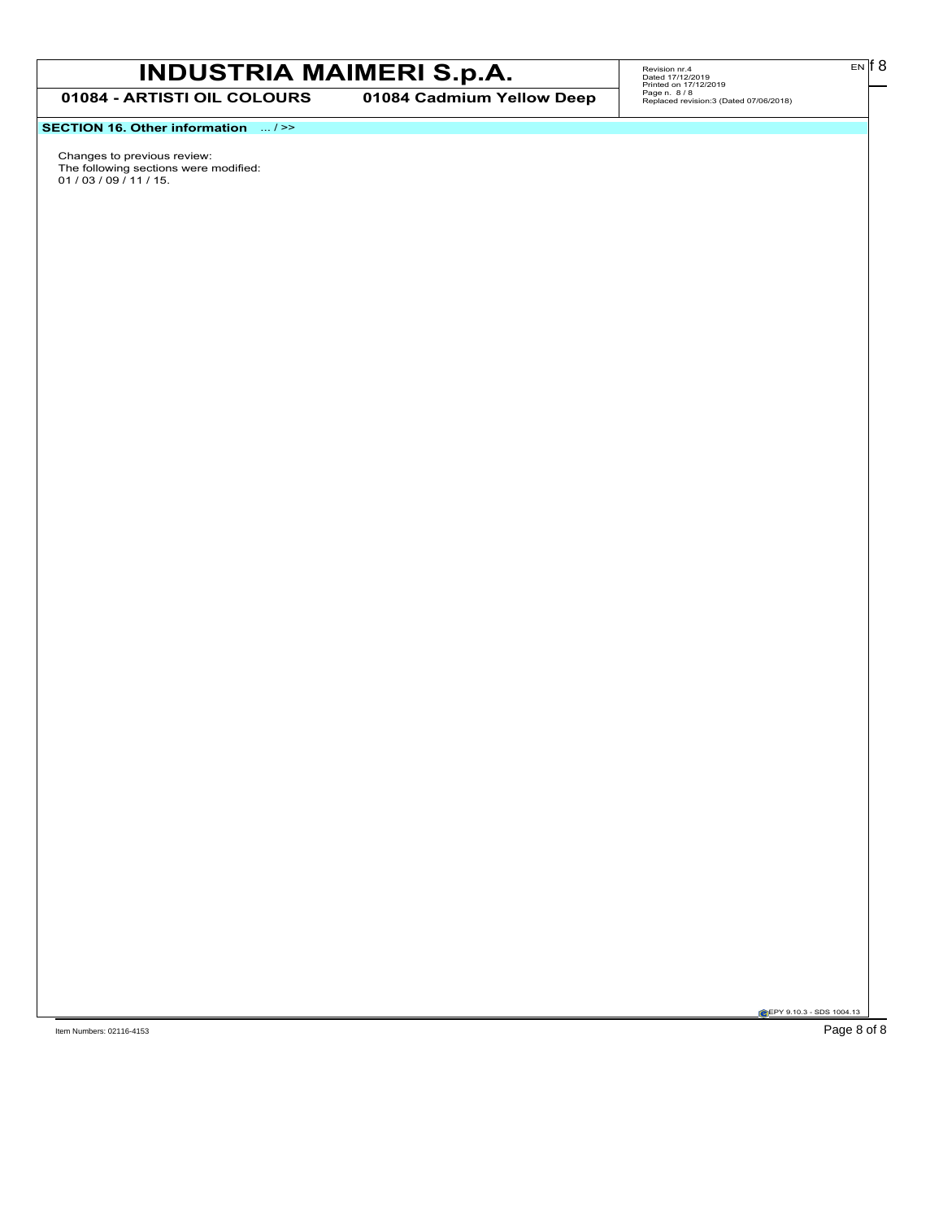## SECTION 16. Other information ... / >>

Changes to previous review:
The following sections were modified:
01 / 03 / 09 / 11 / 15.